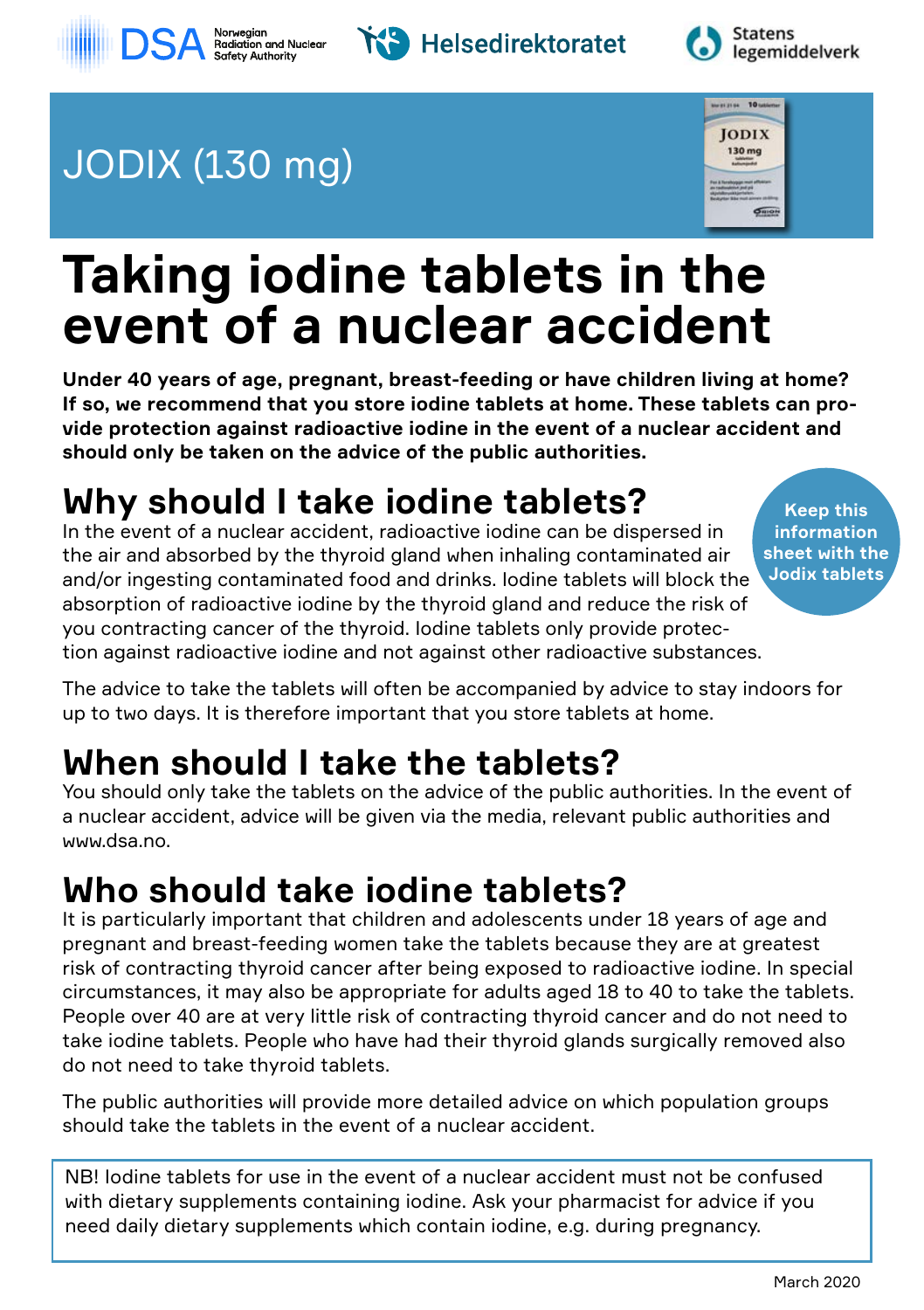DSA Norwegian Radiation and Nuclear Safety Authority · Helsedirektoratet · Statens legemiddelverk

# JODIX (130 mg)

# Taking iodine tablets in the event of a nuclear accident

**Under 40 years of age, pregnant, breast-feeding or have children living at home? If so, we recommend that you store iodine tablets at home. These tablets can provide protection against radioactive iodine in the event of a nuclear accident and should only be taken on the advice of the public authorities.**

**Keep this information sheet with the Jodix tablets**

## Why should I take iodine tablets?

In the event of a nuclear accident, radioactive iodine can be dispersed in the air and absorbed by the thyroid gland when inhaling contaminated air and/or ingesting contaminated food and drinks. Iodine tablets will block the absorption of radioactive iodine by the thyroid gland and reduce the risk of you contracting cancer of the thyroid. Iodine tablets only provide protection against radioactive iodine and not against other radioactive substances.

The advice to take the tablets will often be accompanied by advice to stay indoors for up to two days. It is therefore important that you store tablets at home.

## When should I take the tablets?

You should only take the tablets on the advice of the public authorities. In the event of a nuclear accident, advice will be given via the media, relevant public authorities and www.dsa.no.

## Who should take iodine tablets?

It is particularly important that children and adolescents under 18 years of age and pregnant and breast-feeding women take the tablets because they are at greatest risk of contracting thyroid cancer after being exposed to radioactive iodine. In special circumstances, it may also be appropriate for adults aged 18 to 40 to take the tablets. People over 40 are at very little risk of contracting thyroid cancer and do not need to take iodine tablets. People who have had their thyroid glands surgically removed also do not need to take thyroid tablets.

The public authorities will provide more detailed advice on which population groups should take the tablets in the event of a nuclear accident.

NB! Iodine tablets for use in the event of a nuclear accident must not be confused with dietary supplements containing iodine. Ask your pharmacist for advice if you need daily dietary supplements which contain iodine, e.g. during pregnancy.

March 2020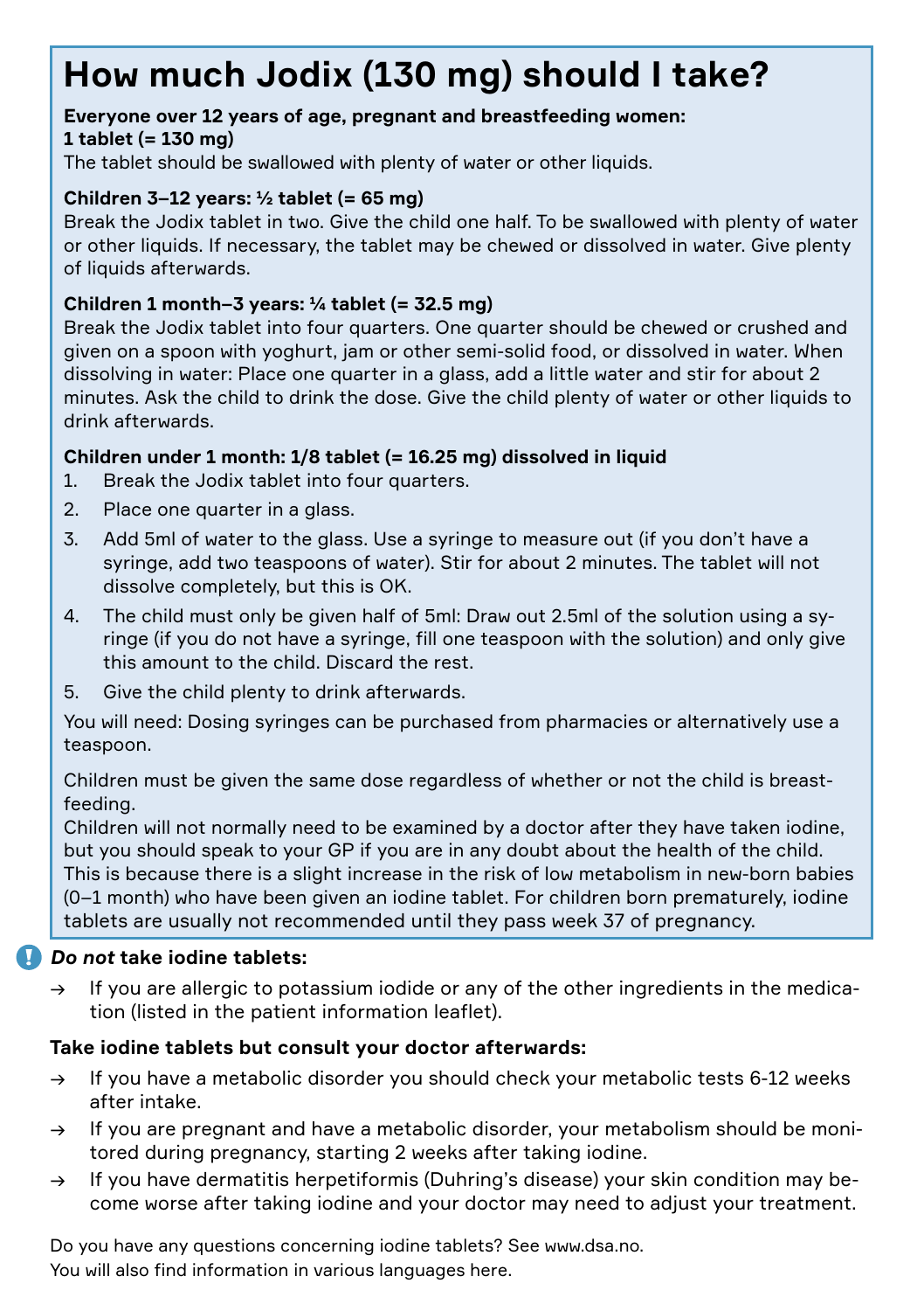# How much Jodix (130 mg) should I take?

**Everyone over 12 years of age, pregnant and breastfeeding women:**
**1 tablet (= 130 mg)**
The tablet should be swallowed with plenty of water or other liquids.

**Children 3–12 years: ½ tablet (= 65 mg)**
Break the Jodix tablet in two. Give the child one half. To be swallowed with plenty of water or other liquids. If necessary, the tablet may be chewed or dissolved in water. Give plenty of liquids afterwards.

**Children 1 month–3 years: ¼ tablet (= 32.5 mg)**
Break the Jodix tablet into four quarters. One quarter should be chewed or crushed and given on a spoon with yoghurt, jam or other semi-solid food, or dissolved in water. When dissolving in water: Place one quarter in a glass, add a little water and stir for about 2 minutes. Ask the child to drink the dose. Give the child plenty of water or other liquids to drink afterwards.

**Children under 1 month: 1/8 tablet (= 16.25 mg) dissolved in liquid**

1. Break the Jodix tablet into four quarters.
2. Place one quarter in a glass.
3. Add 5ml of water to the glass. Use a syringe to measure out (if you don't have a syringe, add two teaspoons of water). Stir for about 2 minutes. The tablet will not dissolve completely, but this is OK.
4. The child must only be given half of 5ml: Draw out 2.5ml of the solution using a syringe (if you do not have a syringe, fill one teaspoon with the solution) and only give this amount to the child. Discard the rest.
5. Give the child plenty to drink afterwards.

You will need: Dosing syringes can be purchased from pharmacies or alternatively use a teaspoon.

Children must be given the same dose regardless of whether or not the child is breastfeeding.
Children will not normally need to be examined by a doctor after they have taken iodine, but you should speak to your GP if you are in any doubt about the health of the child. This is because there is a slight increase in the risk of low metabolism in new-born babies (0–1 month) who have been given an iodine tablet. For children born prematurely, iodine tablets are usually not recommended until they pass week 37 of pregnancy.

**! *Do not* take iodine tablets:**

→ If you are allergic to potassium iodide or any of the other ingredients in the medication (listed in the patient information leaflet).

**Take iodine tablets but consult your doctor afterwards:**

→ If you have a metabolic disorder you should check your metabolic tests 6-12 weeks after intake.

→ If you are pregnant and have a metabolic disorder, your metabolism should be monitored during pregnancy, starting 2 weeks after taking iodine.

→ If you have dermatitis herpetiformis (Duhring's disease) your skin condition may become worse after taking iodine and your doctor may need to adjust your treatment.

Do you have any questions concerning iodine tablets? See www.dsa.no.
You will also find information in various languages here.